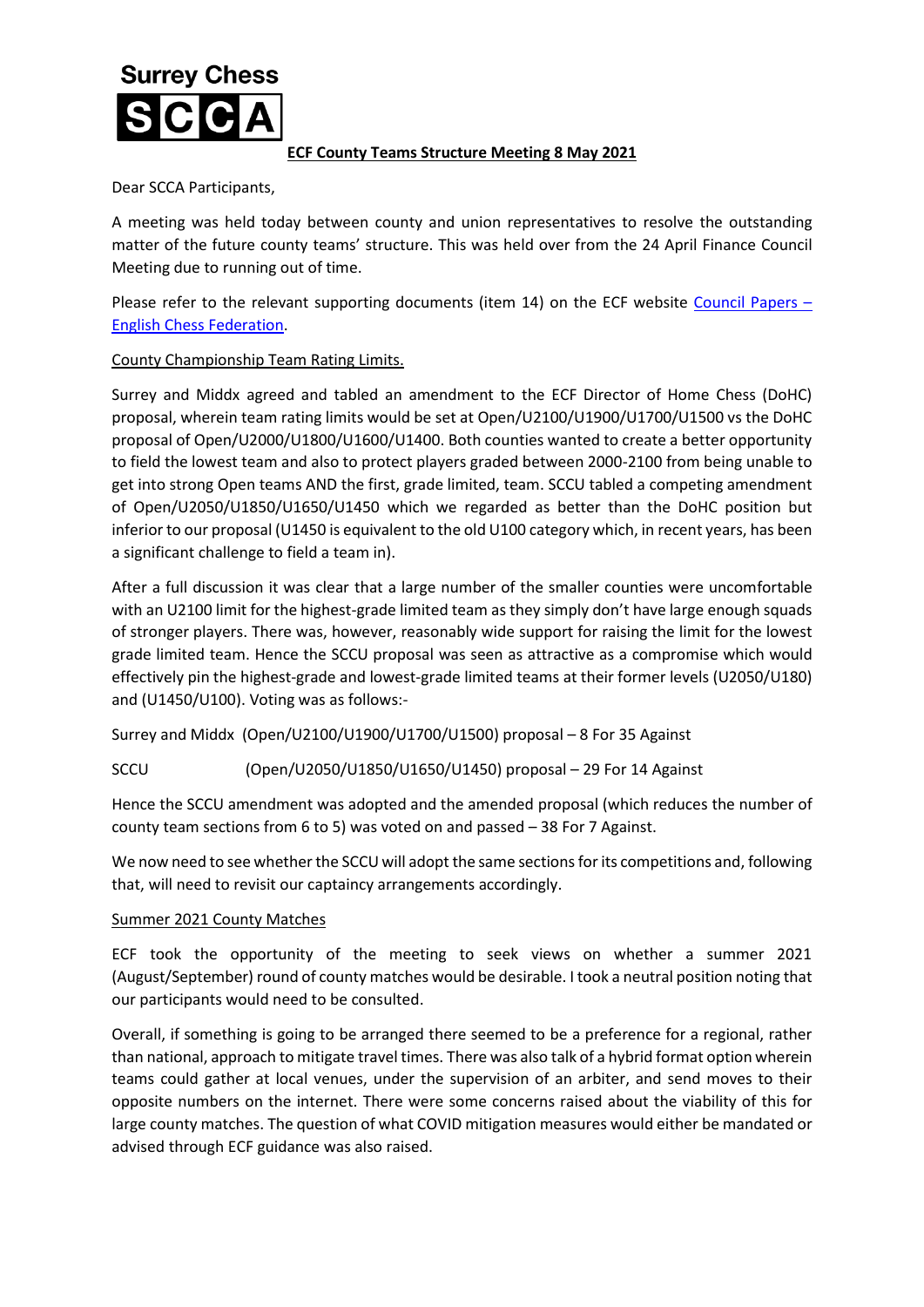# Surrey Chess SCCA

## ECF County Teams Structure Meeting 8 May 2021

Dear SCCA Participants,

A meeting was held today between county and union representatives to resolve the outstanding matter of the future county teams' structure. This was held over from the 24 April Finance Council Meeting due to running out of time.

Please refer to the relevant supporting documents (item 14) on the ECF website [Council Papers – English Chess Federation](Council Papers – English Chess Federation).

### County Championship Team Rating Limits.

Surrey and Middx agreed and tabled an amendment to the ECF Director of Home Chess (DoHC) proposal, wherein team rating limits would be set at Open/U2100/U1900/U1700/U1500 vs the DoHC proposal of Open/U2000/U1800/U1600/U1400. Both counties wanted to create a better opportunity to field the lowest team and also to protect players graded between 2000-2100 from being unable to get into strong Open teams AND the first, grade limited, team. SCCU tabled a competing amendment of Open/U2050/U1850/U1650/U1450 which we regarded as better than the DoHC position but inferior to our proposal (U1450 is equivalent to the old U100 category which, in recent years, has been a significant challenge to field a team in).

After a full discussion it was clear that a large number of the smaller counties were uncomfortable with an U2100 limit for the highest-grade limited team as they simply don't have large enough squads of stronger players. There was, however, reasonably wide support for raising the limit for the lowest grade limited team. Hence the SCCU proposal was seen as attractive as a compromise which would effectively pin the highest-grade and lowest-grade limited teams at their former levels (U2050/U180) and (U1450/U100). Voting was as follows:-

Surrey and Middx (Open/U2100/U1900/U1700/U1500) proposal – 8 For 35 Against

SCCU (Open/U2050/U1850/U1650/U1450) proposal – 29 For 14 Against

Hence the SCCU amendment was adopted and the amended proposal (which reduces the number of county team sections from 6 to 5) was voted on and passed – 38 For 7 Against.

We now need to see whether the SCCU will adopt the same sections for its competitions and, following that, will need to revisit our captaincy arrangements accordingly.

### Summer 2021 County Matches

ECF took the opportunity of the meeting to seek views on whether a summer 2021 (August/September) round of county matches would be desirable. I took a neutral position noting that our participants would need to be consulted.

Overall, if something is going to be arranged there seemed to be a preference for a regional, rather than national, approach to mitigate travel times. There was also talk of a hybrid format option wherein teams could gather at local venues, under the supervision of an arbiter, and send moves to their opposite numbers on the internet. There were some concerns raised about the viability of this for large county matches. The question of what COVID mitigation measures would either be mandated or advised through ECF guidance was also raised.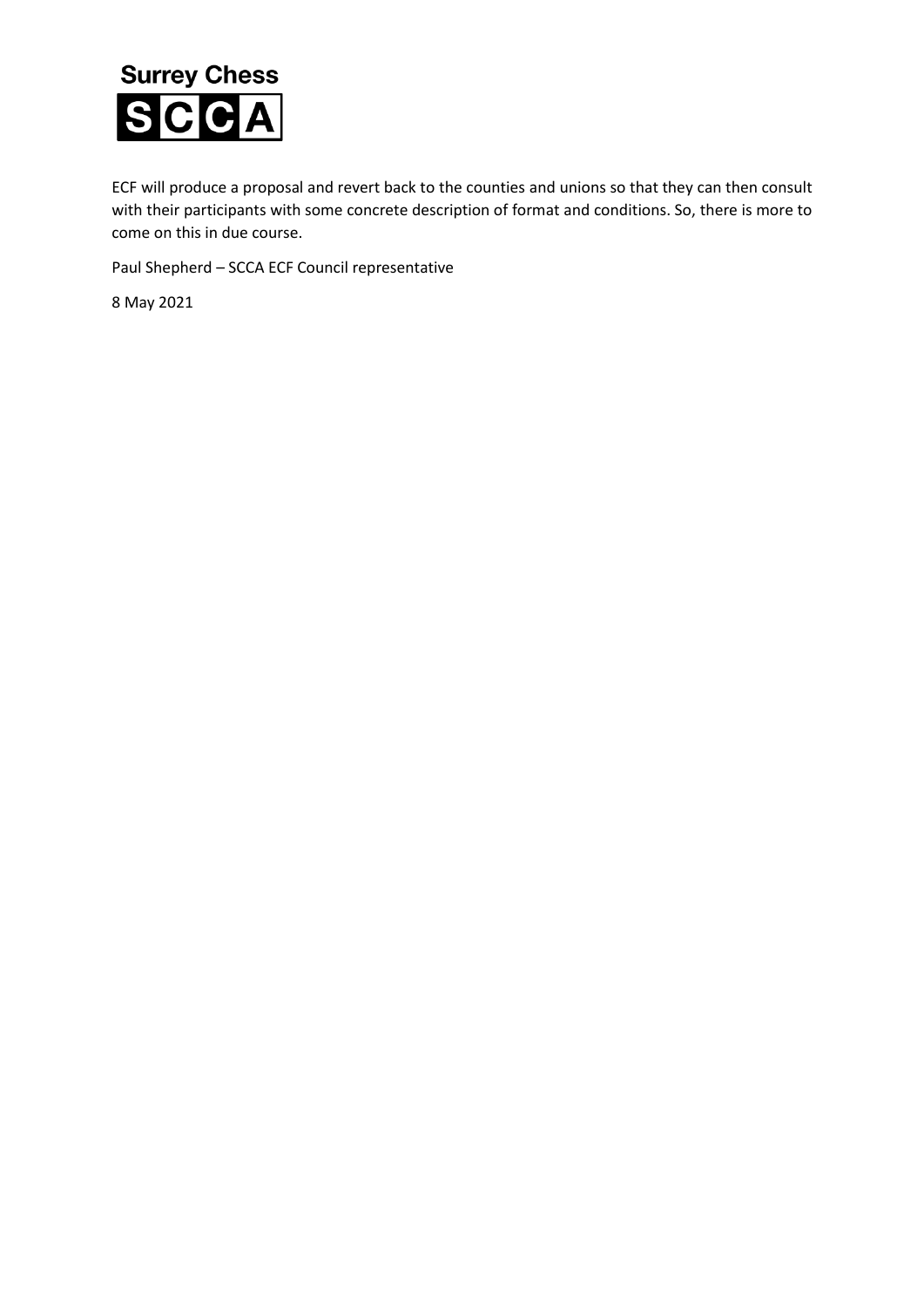ECF will produce a proposal and revert back to the counties and unions so that they can then consult with their participants with some concrete description of format and conditions. So, there is more to come on this in due course.

Paul Shepherd – SCCA ECF Council representative

8 May 2021